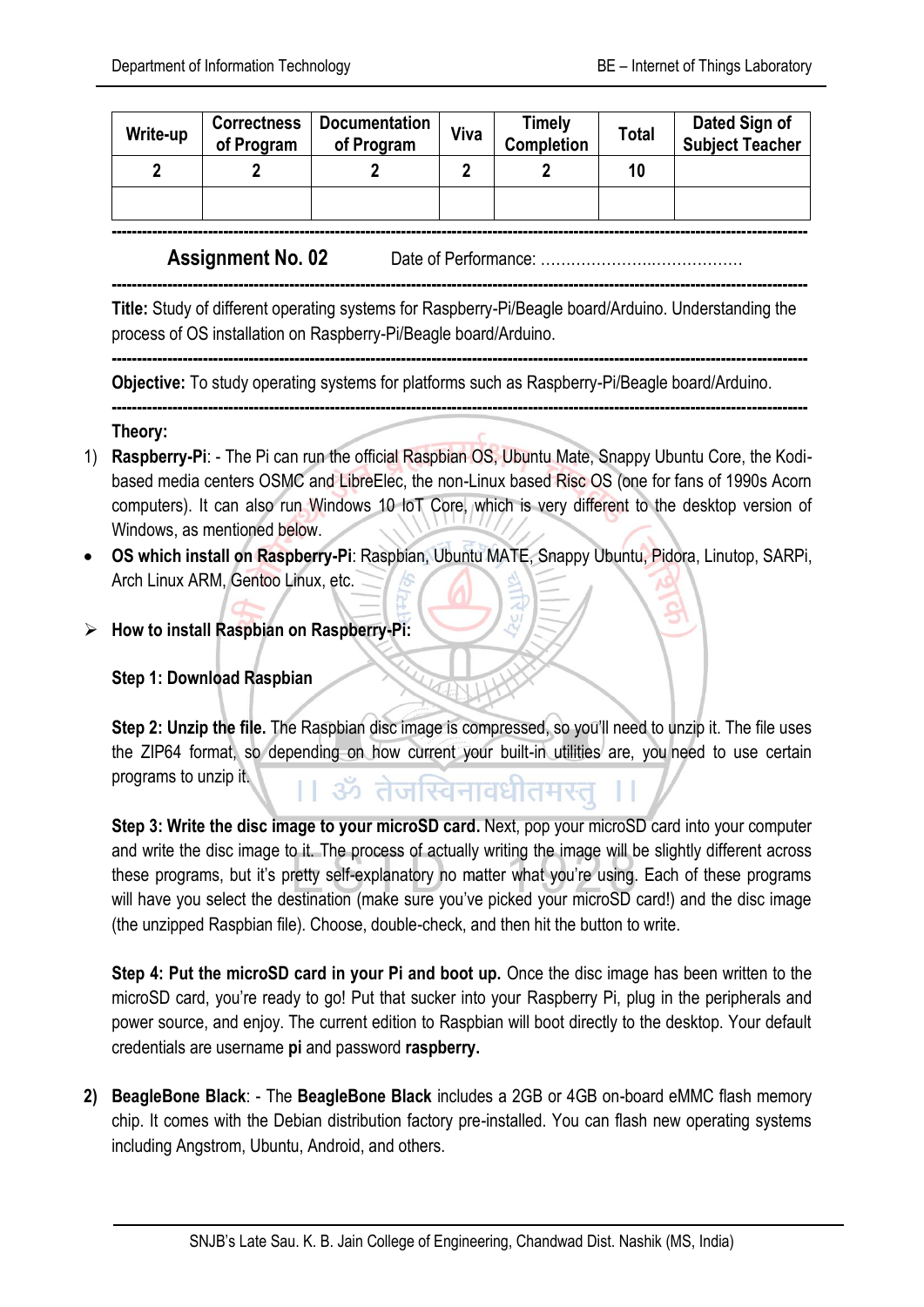| Write-up | Correctness of Program | Documentation of Program | Viva | Timely Completion | Total | Dated Sign of Subject Teacher |
|---|---|---|---|---|---|---|
| 2 | 2 | 2 | 2 | 2 | 10 | |
| | | | | | | |

---

## Assignment No. 02

Date of Performance: ………………….………………

---

**Title:** Study of different operating systems for Raspberry-Pi/Beagle board/Arduino. Understanding the process of OS installation on Raspberry-Pi/Beagle board/Arduino.

---

**Objective:** To study operating systems for platforms such as Raspberry-Pi/Beagle board/Arduino.

---

**Theory:**

1) **Raspberry-Pi**: - The Pi can run the official Raspbian OS, Ubuntu Mate, Snappy Ubuntu Core, the Kodi-based media centers OSMC and LibreElec, the non-Linux based Risc OS (one for fans of 1990s Acorn computers). It can also run Windows 10 IoT Core, which is very different to the desktop version of Windows, as mentioned below.

- **OS which install on Raspberry-Pi**: Raspbian, Ubuntu MATE, Snappy Ubuntu, Pidora, Linutop, SARPi, Arch Linux ARM, Gentoo Linux, etc.

➢ **How to install Raspbian on Raspberry-Pi:**

**Step 1: Download Raspbian**

**Step 2: Unzip the file.** The Raspbian disc image is compressed, so you'll need to unzip it. The file uses the ZIP64 format, so depending on how current your built-in utilities are, you need to use certain programs to unzip it.

**Step 3: Write the disc image to your microSD card.** Next, pop your microSD card into your computer and write the disc image to it. The process of actually writing the image will be slightly different across these programs, but it's pretty self-explanatory no matter what you're using. Each of these programs will have you select the destination (make sure you've picked your microSD card!) and the disc image (the unzipped Raspbian file). Choose, double-check, and then hit the button to write.

**Step 4: Put the microSD card in your Pi and boot up.** Once the disc image has been written to the microSD card, you're ready to go! Put that sucker into your Raspberry Pi, plug in the peripherals and power source, and enjoy. The current edition to Raspbian will boot directly to the desktop. Your default credentials are username **pi** and password **raspberry.**

2) **BeagleBone Black**: - The **BeagleBone Black** includes a 2GB or 4GB on-board eMMC flash memory chip. It comes with the Debian distribution factory pre-installed. You can flash new operating systems including Angstrom, Ubuntu, Android, and others.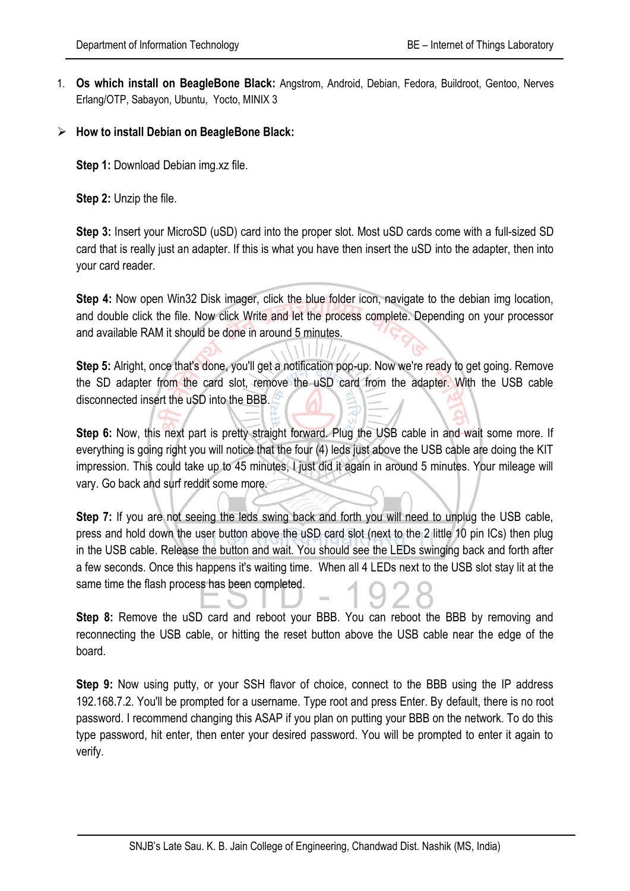1. **Os which install on BeagleBone Black:** Angstrom, Android, Debian, Fedora, Buildroot, Gentoo, Nerves Erlang/OTP, Sabayon, Ubuntu, Yocto, MINIX 3

- **How to install Debian on BeagleBone Black:**

  **Step 1:** Download Debian img.xz file.

  **Step 2:** Unzip the file.

  **Step 3:** Insert your MicroSD (uSD) card into the proper slot. Most uSD cards come with a full-sized SD card that is really just an adapter. If this is what you have then insert the uSD into the adapter, then into your card reader.

  **Step 4:** Now open Win32 Disk imager, click the blue folder icon, navigate to the debian img location, and double click the file. Now click Write and let the process complete. Depending on your processor and available RAM it should be done in around 5 minutes.

  **Step 5:** Alright, once that's done, you'll get a notification pop-up. Now we're ready to get going. Remove the SD adapter from the card slot, remove the uSD card from the adapter. With the USB cable disconnected insert the uSD into the BBB.

  **Step 6:** Now, this next part is pretty straight forward. Plug the USB cable in and wait some more. If everything is going right you will notice that the four (4) leds just above the USB cable are doing the KIT impression. This could take up to 45 minutes, I just did it again in around 5 minutes. Your mileage will vary. Go back and surf reddit some more.

  **Step 7:** If you are not seeing the leds swing back and forth you will need to unplug the USB cable, press and hold down the user button above the uSD card slot (next to the 2 little 10 pin ICs) then plug in the USB cable. Release the button and wait. You should see the LEDs swinging back and forth after a few seconds. Once this happens it's waiting time. When all 4 LEDs next to the USB slot stay lit at the same time the flash process has been completed.

  **Step 8:** Remove the uSD card and reboot your BBB. You can reboot the BBB by removing and reconnecting the USB cable, or hitting the reset button above the USB cable near the edge of the board.

  **Step 9:** Now using putty, or your SSH flavor of choice, connect to the BBB using the IP address 192.168.7.2. You'll be prompted for a username. Type root and press Enter. By default, there is no root password. I recommend changing this ASAP if you plan on putting your BBB on the network. To do this type password, hit enter, then enter your desired password. You will be prompted to enter it again to verify.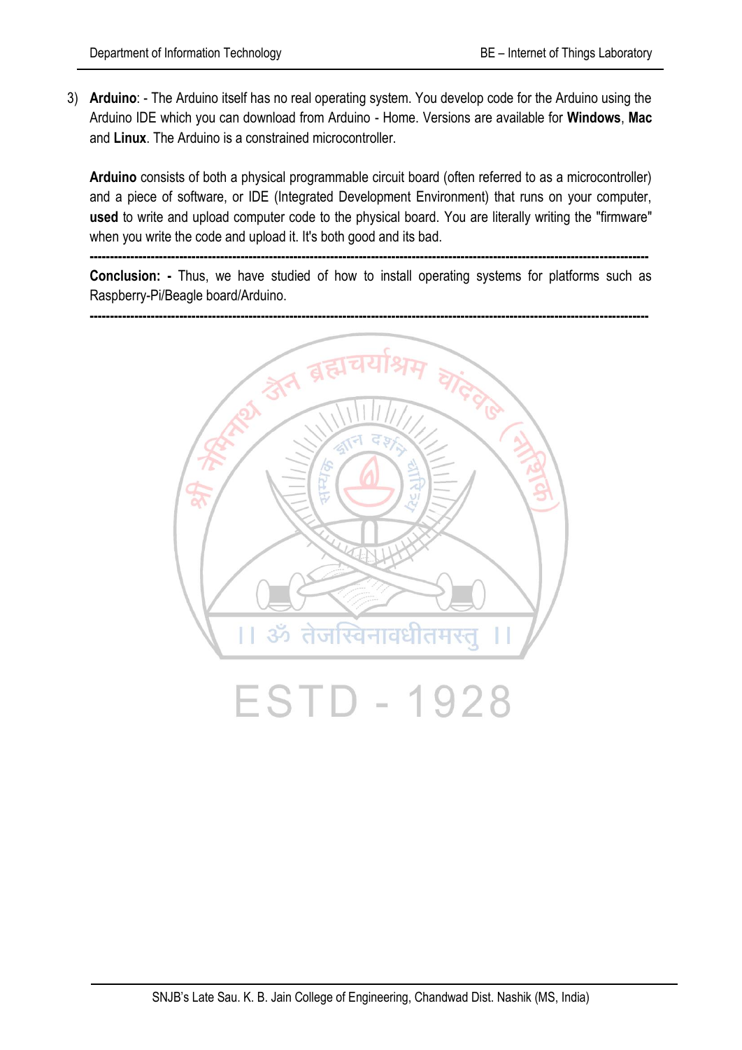3) **Arduino**: - The Arduino itself has no real operating system. You develop code for the Arduino using the Arduino IDE which you can download from Arduino - Home. Versions are available for **Windows**, **Mac** and **Linux**. The Arduino is a constrained microcontroller.

   **Arduino** consists of both a physical programmable circuit board (often referred to as a microcontroller) and a piece of software, or IDE (Integrated Development Environment) that runs on your computer, **used** to write and upload computer code to the physical board. You are literally writing the "firmware" when you write the code and upload it. It's both good and its bad.

---

**Conclusion: -** Thus, we have studied of how to install operating systems for platforms such as Raspberry-Pi/Beagle board/Arduino.

---